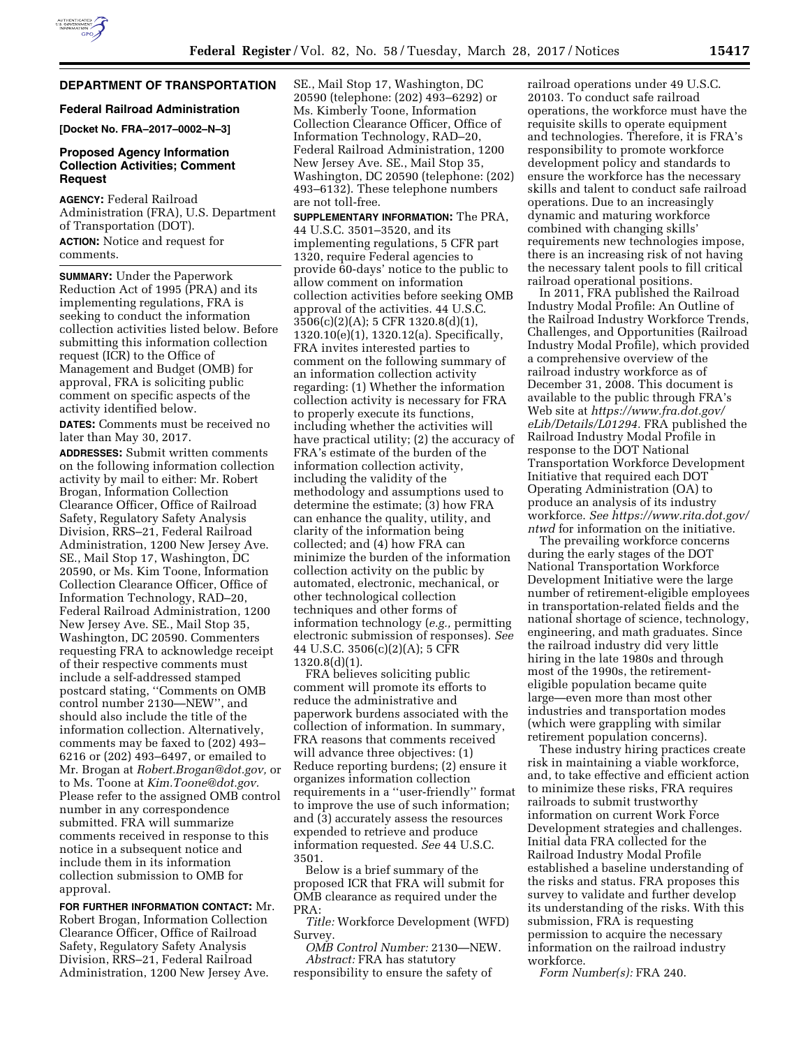## DEPARTMENT OF TRANSPORTATION

### Federal Railroad Administration

**[Docket No. FRA–2017–0002–N–3]**

### Proposed Agency Information Collection Activities; Comment Request

**AGENCY:** Federal Railroad Administration (FRA), U.S. Department of Transportation (DOT).

**ACTION:** Notice and request for comments.

**SUMMARY:** Under the Paperwork Reduction Act of 1995 (PRA) and its implementing regulations, FRA is seeking to conduct the information collection activities listed below. Before submitting this information collection request (ICR) to the Office of Management and Budget (OMB) for approval, FRA is soliciting public comment on specific aspects of the activity identified below.

**DATES:** Comments must be received no later than May 30, 2017.

**ADDRESSES:** Submit written comments on the following information collection activity by mail to either: Mr. Robert Brogan, Information Collection Clearance Officer, Office of Railroad Safety, Regulatory Safety Analysis Division, RRS–21, Federal Railroad Administration, 1200 New Jersey Ave. SE., Mail Stop 17, Washington, DC 20590, or Ms. Kim Toone, Information Collection Clearance Officer, Office of Information Technology, RAD–20, Federal Railroad Administration, 1200 New Jersey Ave. SE., Mail Stop 35, Washington, DC 20590. Commenters requesting FRA to acknowledge receipt of their respective comments must include a self-addressed stamped postcard stating, ''Comments on OMB control number 2130—NEW'', and should also include the title of the information collection. Alternatively, comments may be faxed to (202) 493–6216 or (202) 493–6497, or emailed to Mr. Brogan at *Robert.Brogan@dot.gov,* or to Ms. Toone at *Kim.Toone@dot.gov.* Please refer to the assigned OMB control number in any correspondence submitted. FRA will summarize comments received in response to this notice in a subsequent notice and include them in its information collection submission to OMB for approval.

**FOR FURTHER INFORMATION CONTACT:** Mr. Robert Brogan, Information Collection Clearance Officer, Office of Railroad Safety, Regulatory Safety Analysis Division, RRS–21, Federal Railroad Administration, 1200 New Jersey Ave. SE., Mail Stop 17, Washington, DC 20590 (telephone: (202) 493–6292) or Ms. Kimberly Toone, Information Collection Clearance Officer, Office of Information Technology, RAD–20, Federal Railroad Administration, 1200 New Jersey Ave. SE., Mail Stop 35, Washington, DC 20590 (telephone: (202) 493–6132). These telephone numbers are not toll-free.

**SUPPLEMENTARY INFORMATION:** The PRA, 44 U.S.C. 3501–3520, and its implementing regulations, 5 CFR part 1320, require Federal agencies to provide 60-days' notice to the public to allow comment on information collection activities before seeking OMB approval of the activities. 44 U.S.C. 3506(c)(2)(A); 5 CFR 1320.8(d)(1), 1320.10(e)(1), 1320.12(a). Specifically, FRA invites interested parties to comment on the following summary of an information collection activity regarding: (1) Whether the information collection activity is necessary for FRA to properly execute its functions, including whether the activities will have practical utility; (2) the accuracy of FRA's estimate of the burden of the information collection activity, including the validity of the methodology and assumptions used to determine the estimate; (3) how FRA can enhance the quality, utility, and clarity of the information being collected; and (4) how FRA can minimize the burden of the information collection activity on the public by automated, electronic, mechanical, or other technological collection techniques and other forms of information technology (*e.g.,* permitting electronic submission of responses). *See* 44 U.S.C. 3506(c)(2)(A); 5 CFR 1320.8(d)(1).

FRA believes soliciting public comment will promote its efforts to reduce the administrative and paperwork burdens associated with the collection of information. In summary, FRA reasons that comments received will advance three objectives: (1) Reduce reporting burdens; (2) ensure it organizes information collection requirements in a ''user-friendly'' format to improve the use of such information; and (3) accurately assess the resources expended to retrieve and produce information requested. *See* 44 U.S.C. 3501.

Below is a brief summary of the proposed ICR that FRA will submit for OMB clearance as required under the PRA:

*Title:* Workforce Development (WFD) Survey.

*OMB Control Number:* 2130—NEW.

*Abstract:* FRA has statutory responsibility to ensure the safety of railroad operations under 49 U.S.C. 20103. To conduct safe railroad operations, the workforce must have the requisite skills to operate equipment and technologies. Therefore, it is FRA's responsibility to promote workforce development policy and standards to ensure the workforce has the necessary skills and talent to conduct safe railroad operations. Due to an increasingly dynamic and maturing workforce combined with changing skills' requirements new technologies impose, there is an increasing risk of not having the necessary talent pools to fill critical railroad operational positions.

In 2011, FRA published the Railroad Industry Modal Profile: An Outline of the Railroad Industry Workforce Trends, Challenges, and Opportunities (Railroad Industry Modal Profile), which provided a comprehensive overview of the railroad industry workforce as of December 31, 2008. This document is available to the public through FRA's Web site at *https://www.fra.dot.gov/eLib/Details/L01294.* FRA published the Railroad Industry Modal Profile in response to the DOT National Transportation Workforce Development Initiative that required each DOT Operating Administration (OA) to produce an analysis of its industry workforce. *See https://www.rita.dot.gov/ntwd* for information on the initiative.

The prevailing workforce concerns during the early stages of the DOT National Transportation Workforce Development Initiative were the large number of retirement-eligible employees in transportation-related fields and the national shortage of science, technology, engineering, and math graduates. Since the railroad industry did very little hiring in the late 1980s and through most of the 1990s, the retirement-eligible population became quite large—even more than most other industries and transportation modes (which were grappling with similar retirement population concerns).

These industry hiring practices create risk in maintaining a viable workforce, and, to take effective and efficient action to minimize these risks, FRA requires railroads to submit trustworthy information on current Work Force Development strategies and challenges. Initial data FRA collected for the Railroad Industry Modal Profile established a baseline understanding of the risks and status. FRA proposes this survey to validate and further develop its understanding of the risks. With this submission, FRA is requesting permission to acquire the necessary information on the railroad industry workforce.

*Form Number(s):* FRA 240.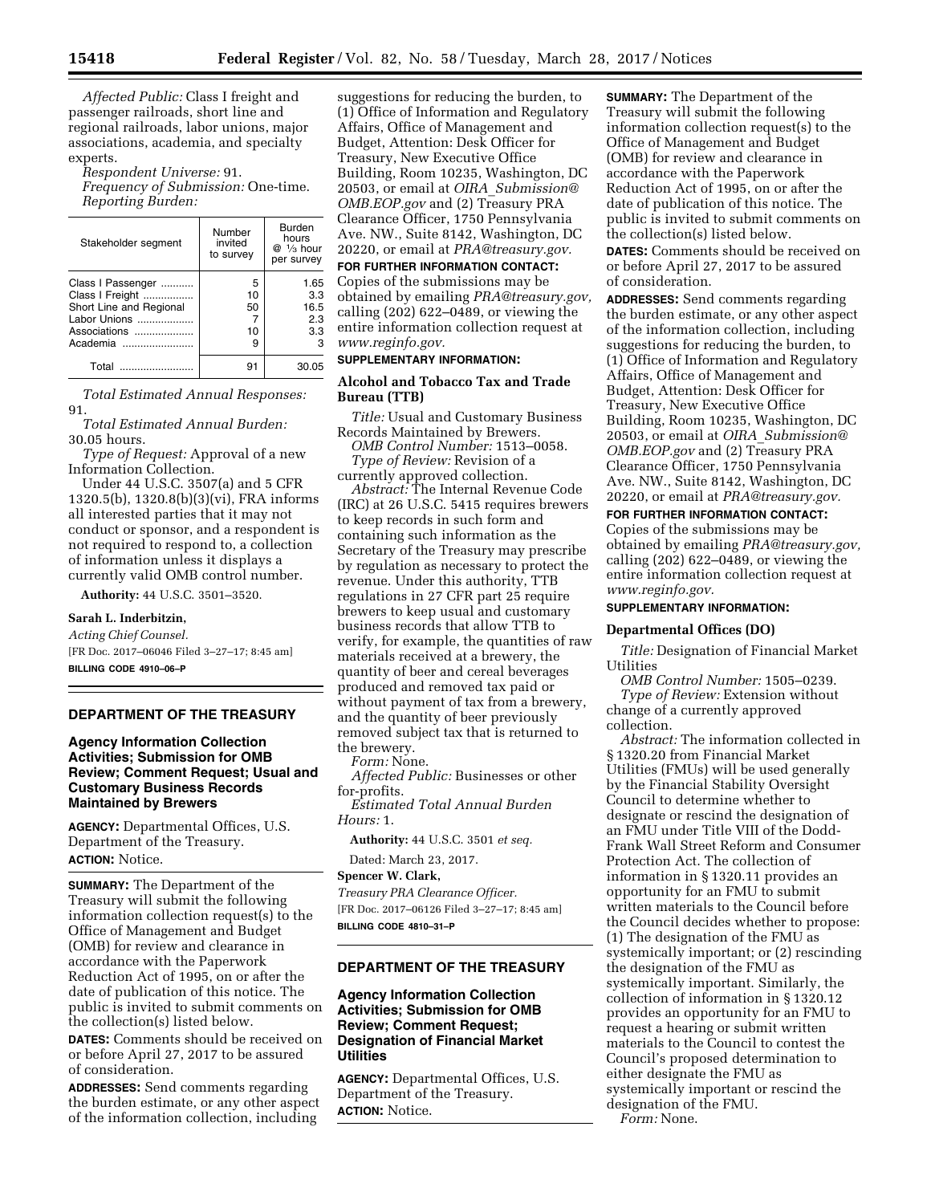*Affected Public:* Class I freight and passenger railroads, short line and regional railroads, labor unions, major associations, academia, and specialty experts.

*Respondent Universe:* 91.

*Frequency of Submission:* One-time.

*Reporting Burden:*

| Stakeholder segment | Number invited to survey | Burden hours @ ⅓ hour per survey |
|---|---|---|
| Class I Passenger | 5 | 1.65 |
| Class I Freight | 10 | 3.3 |
| Short Line and Regional | 50 | 16.5 |
| Labor Unions | 7 | 2.3 |
| Associations | 10 | 3.3 |
| Academia | 9 | 3 |
| Total | 91 | 30.05 |

*Total Estimated Annual Responses:* 91.

*Total Estimated Annual Burden:* 30.05 hours.

*Type of Request:* Approval of a new Information Collection.

Under 44 U.S.C. 3507(a) and 5 CFR 1320.5(b), 1320.8(b)(3)(vi), FRA informs all interested parties that it may not conduct or sponsor, and a respondent is not required to respond to, a collection of information unless it displays a currently valid OMB control number.

**Authority:** 44 U.S.C. 3501–3520.

**Sarah L. Inderbitzin,**

*Acting Chief Counsel.*

[FR Doc. 2017–06046 Filed 3–27–17; 8:45 am]

**BILLING CODE 4910–06–P**

## DEPARTMENT OF THE TREASURY

### Agency Information Collection Activities; Submission for OMB Review; Comment Request; Usual and Customary Business Records Maintained by Brewers

**AGENCY:** Departmental Offices, U.S. Department of the Treasury.

**ACTION:** Notice.

**SUMMARY:** The Department of the Treasury will submit the following information collection request(s) to the Office of Management and Budget (OMB) for review and clearance in accordance with the Paperwork Reduction Act of 1995, on or after the date of publication of this notice. The public is invited to submit comments on the collection(s) listed below.

**DATES:** Comments should be received on or before April 27, 2017 to be assured of consideration.

**ADDRESSES:** Send comments regarding the burden estimate, or any other aspect of the information collection, including suggestions for reducing the burden, to (1) Office of Information and Regulatory Affairs, Office of Management and Budget, Attention: Desk Officer for Treasury, New Executive Office Building, Room 10235, Washington, DC 20503, or email at *OIRA_Submission@OMB.EOP.gov* and (2) Treasury PRA Clearance Officer, 1750 Pennsylvania Ave. NW., Suite 8142, Washington, DC 20220, or email at *PRA@treasury.gov.*

**FOR FURTHER INFORMATION CONTACT:** Copies of the submissions may be obtained by emailing *PRA@treasury.gov,* calling (202) 622–0489, or viewing the entire information collection request at *www.reginfo.gov.*

**SUPPLEMENTARY INFORMATION:**

#### Alcohol and Tobacco Tax and Trade Bureau (TTB)

*Title:* Usual and Customary Business Records Maintained by Brewers.

*OMB Control Number:* 1513–0058.

*Type of Review:* Revision of a currently approved collection.

*Abstract:* The Internal Revenue Code (IRC) at 26 U.S.C. 5415 requires brewers to keep records in such form and containing such information as the Secretary of the Treasury may prescribe by regulation as necessary to protect the revenue. Under this authority, TTB regulations in 27 CFR part 25 require brewers to keep usual and customary business records that allow TTB to verify, for example, the quantities of raw materials received at a brewery, the quantity of beer and cereal beverages produced and removed tax paid or without payment of tax from a brewery, and the quantity of beer previously removed subject tax that is returned to the brewery.

*Form:* None.

*Affected Public:* Businesses or other for-profits.

*Estimated Total Annual Burden Hours:* 1.

**Authority:** 44 U.S.C. 3501 *et seq.*

Dated: March 23, 2017.

**Spencer W. Clark,**

*Treasury PRA Clearance Officer.*

[FR Doc. 2017–06126 Filed 3–27–17; 8:45 am]

**BILLING CODE 4810–31–P**

## DEPARTMENT OF THE TREASURY

### Agency Information Collection Activities; Submission for OMB Review; Comment Request; Designation of Financial Market Utilities

**AGENCY:** Departmental Offices, U.S. Department of the Treasury.

**ACTION:** Notice.

**SUMMARY:** The Department of the Treasury will submit the following information collection request(s) to the Office of Management and Budget (OMB) for review and clearance in accordance with the Paperwork Reduction Act of 1995, on or after the date of publication of this notice. The public is invited to submit comments on the collection(s) listed below.

**DATES:** Comments should be received on or before April 27, 2017 to be assured of consideration.

**ADDRESSES:** Send comments regarding the burden estimate, or any other aspect of the information collection, including suggestions for reducing the burden, to (1) Office of Information and Regulatory Affairs, Office of Management and Budget, Attention: Desk Officer for Treasury, New Executive Office Building, Room 10235, Washington, DC 20503, or email at *OIRA_Submission@OMB.EOP.gov* and (2) Treasury PRA Clearance Officer, 1750 Pennsylvania Ave. NW., Suite 8142, Washington, DC 20220, or email at *PRA@treasury.gov.*

**FOR FURTHER INFORMATION CONTACT:** Copies of the submissions may be obtained by emailing *PRA@treasury.gov,* calling (202) 622–0489, or viewing the entire information collection request at *www.reginfo.gov.*

**SUPPLEMENTARY INFORMATION:**

#### Departmental Offices (DO)

*Title:* Designation of Financial Market Utilities

*OMB Control Number:* 1505–0239.

*Type of Review:* Extension without change of a currently approved collection.

*Abstract:* The information collected in § 1320.20 from Financial Market Utilities (FMUs) will be used generally by the Financial Stability Oversight Council to determine whether to designate or rescind the designation of an FMU under Title VIII of the Dodd-Frank Wall Street Reform and Consumer Protection Act. The collection of information in § 1320.11 provides an opportunity for an FMU to submit written materials to the Council before the Council decides whether to propose: (1) The designation of the FMU as systemically important; or (2) rescinding the designation of the FMU as systemically important. Similarly, the collection of information in § 1320.12 provides an opportunity for an FMU to request a hearing or submit written materials to the Council to contest the Council's proposed determination to either designate the FMU as systemically important or rescind the designation of the FMU.

*Form:* None.